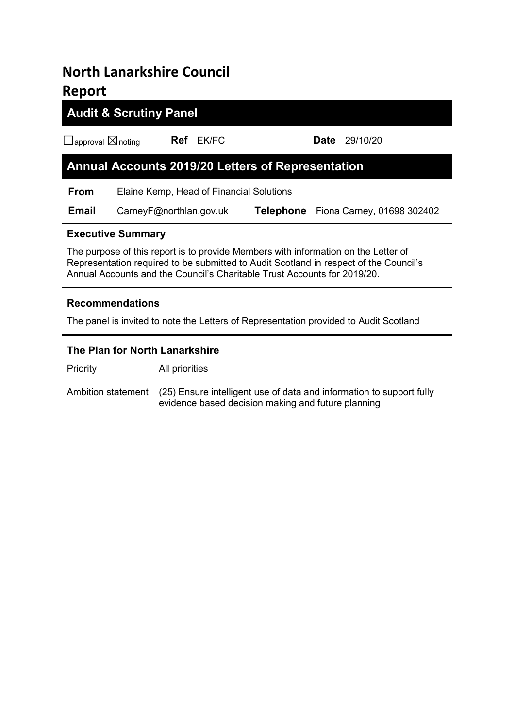# North Lanarkshire Council

# Report

## Audit & Scrutiny Panel

☐approval ☒noting **Ref** EK/FC **Date** 29/10/20

## Annual Accounts 2019/20 Letters of Representation

| | | | |
|---|---|---|---|
| **From** | Elaine Kemp, Head of Financial Solutions | | |
| **Email** | CarneyF@northlan.gov.uk | **Telephone** | Fiona Carney, 01698 302402 |

### Executive Summary

The purpose of this report is to provide Members with information on the Letter of Representation required to be submitted to Audit Scotland in respect of the Council's Annual Accounts and the Council's Charitable Trust Accounts for 2019/20.

### Recommendations

The panel is invited to note the Letters of Representation provided to Audit Scotland

### The Plan for North Lanarkshire

| | |
|---|---|
| Priority | All priorities |
| Ambition statement | (25) Ensure intelligent use of data and information to support fully evidence based decision making and future planning |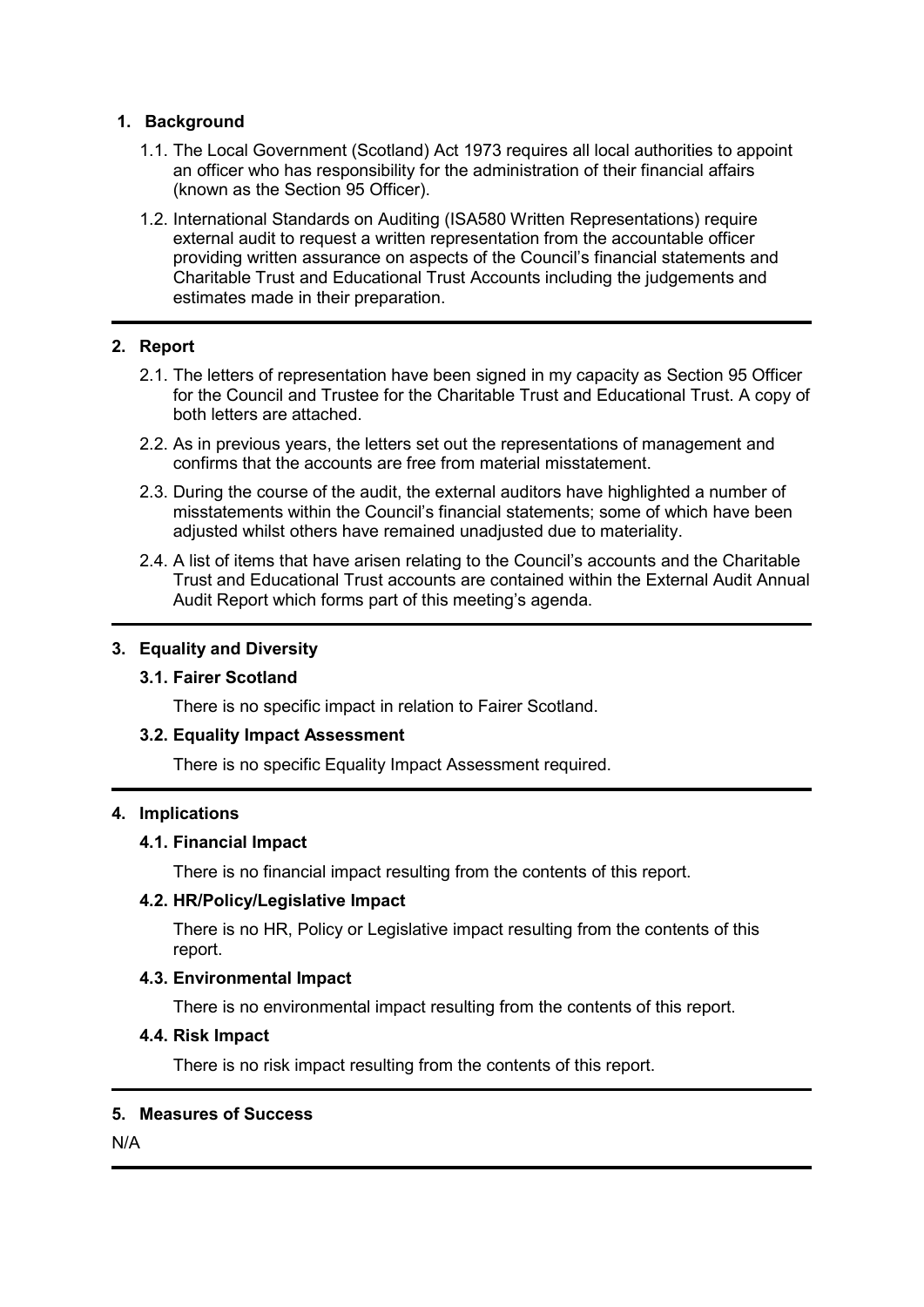## 1. Background

1.1. The Local Government (Scotland) Act 1973 requires all local authorities to appoint an officer who has responsibility for the administration of their financial affairs (known as the Section 95 Officer).

1.2. International Standards on Auditing (ISA580 Written Representations) require external audit to request a written representation from the accountable officer providing written assurance on aspects of the Council's financial statements and Charitable Trust and Educational Trust Accounts including the judgements and estimates made in their preparation.

---

## 2. Report

2.1. The letters of representation have been signed in my capacity as Section 95 Officer for the Council and Trustee for the Charitable Trust and Educational Trust. A copy of both letters are attached.

2.2. As in previous years, the letters set out the representations of management and confirms that the accounts are free from material misstatement.

2.3. During the course of the audit, the external auditors have highlighted a number of misstatements within the Council's financial statements; some of which have been adjusted whilst others have remained unadjusted due to materiality.

2.4. A list of items that have arisen relating to the Council's accounts and the Charitable Trust and Educational Trust accounts are contained within the External Audit Annual Audit Report which forms part of this meeting's agenda.

---

## 3. Equality and Diversity

### 3.1. Fairer Scotland

There is no specific impact in relation to Fairer Scotland.

### 3.2. Equality Impact Assessment

There is no specific Equality Impact Assessment required.

---

## 4. Implications

### 4.1. Financial Impact

There is no financial impact resulting from the contents of this report.

### 4.2. HR/Policy/Legislative Impact

There is no HR, Policy or Legislative impact resulting from the contents of this report.

### 4.3. Environmental Impact

There is no environmental impact resulting from the contents of this report.

### 4.4. Risk Impact

There is no risk impact resulting from the contents of this report.

---

## 5. Measures of Success

N/A

---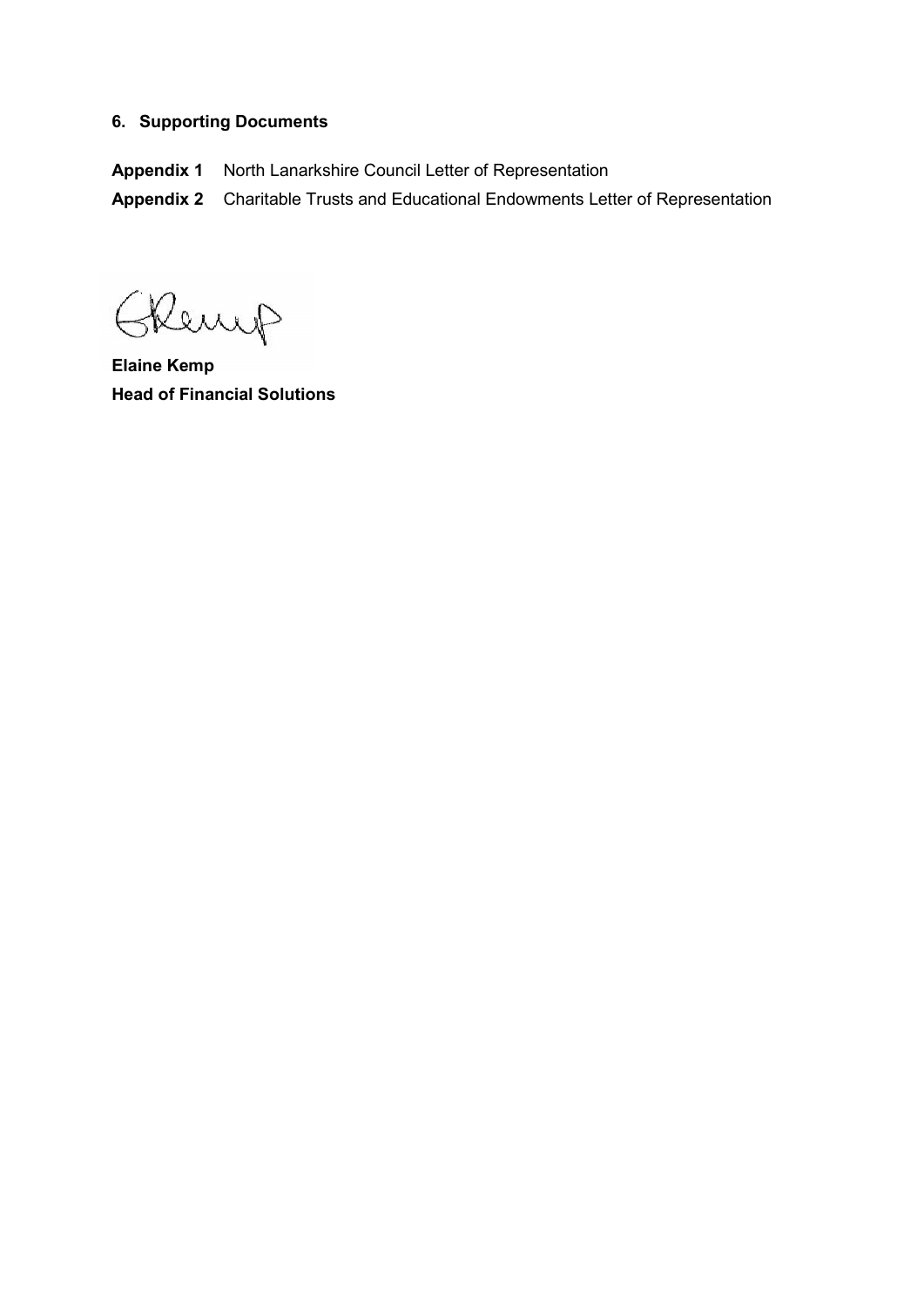## 6. Supporting Documents

**Appendix 1** North Lanarkshire Council Letter of Representation

**Appendix 2** Charitable Trusts and Educational Endowments Letter of Representation

**Elaine Kemp**
**Head of Financial Solutions**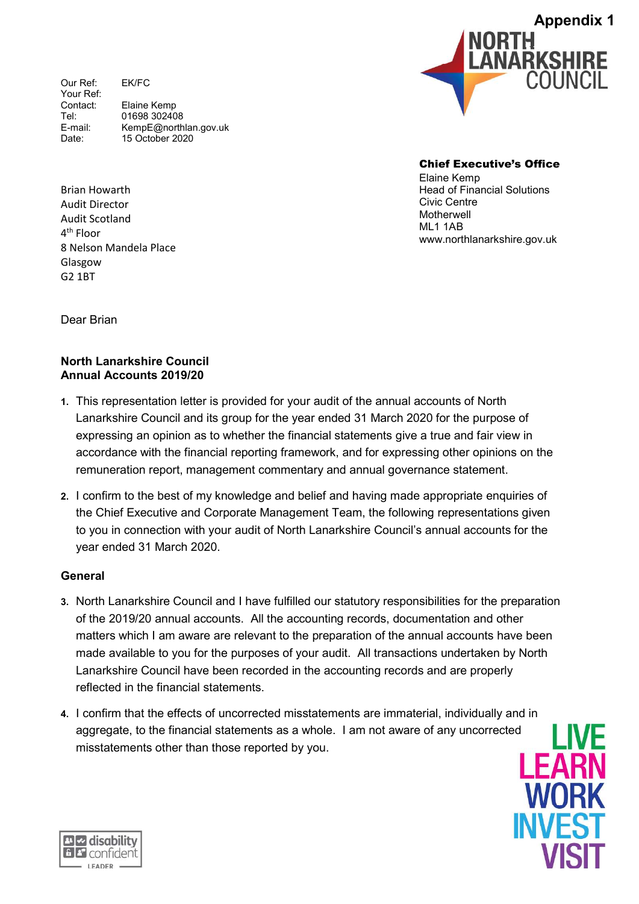Appendix 1

Our Ref: EK/FC
Your Ref:
Contact: Elaine Kemp
Tel: 01698 302408
E-mail: KempE@northlan.gov.uk
Date: 15 October 2020

**Chief Executive's Office**
Elaine Kemp
Head of Financial Solutions
Civic Centre
Motherwell
ML1 1AB
www.northlanarkshire.gov.uk

Brian Howarth
Audit Director
Audit Scotland
4th Floor
8 Nelson Mandela Place
Glasgow
G2 1BT

Dear Brian

**North Lanarkshire Council**
**Annual Accounts 2019/20**

1. This representation letter is provided for your audit of the annual accounts of North Lanarkshire Council and its group for the year ended 31 March 2020 for the purpose of expressing an opinion as to whether the financial statements give a true and fair view in accordance with the financial reporting framework, and for expressing other opinions on the remuneration report, management commentary and annual governance statement.

2. I confirm to the best of my knowledge and belief and having made appropriate enquiries of the Chief Executive and Corporate Management Team, the following representations given to you in connection with your audit of North Lanarkshire Council's annual accounts for the year ended 31 March 2020.

**General**

3. North Lanarkshire Council and I have fulfilled our statutory responsibilities for the preparation of the 2019/20 annual accounts. All the accounting records, documentation and other matters which I am aware are relevant to the preparation of the annual accounts have been made available to you for the purposes of your audit. All transactions undertaken by North Lanarkshire Council have been recorded in the accounting records and are properly reflected in the financial statements.

4. I confirm that the effects of uncorrected misstatements are immaterial, individually and in aggregate, to the financial statements as a whole. I am not aware of any uncorrected misstatements other than those reported by you.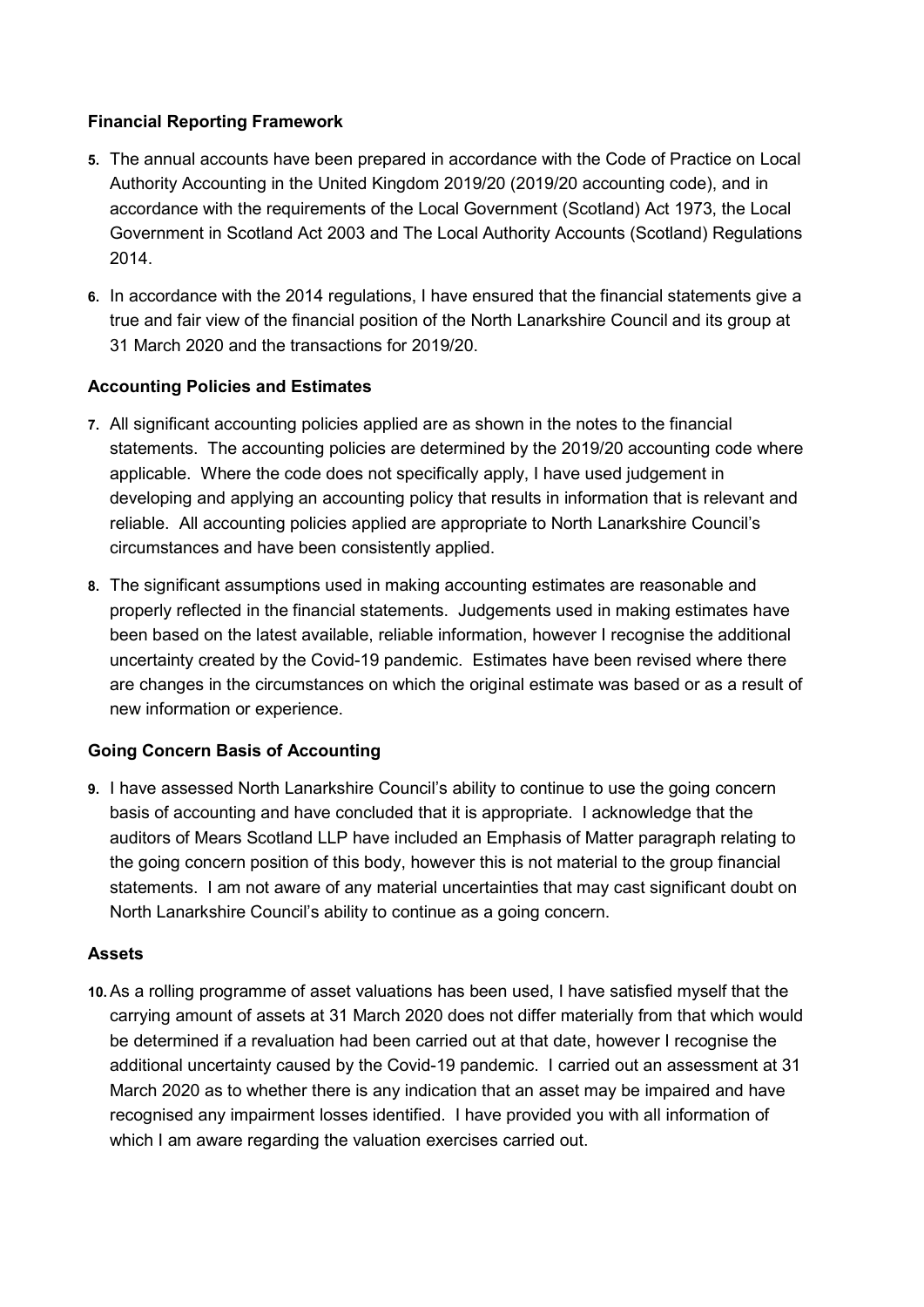**Financial Reporting Framework**

5. The annual accounts have been prepared in accordance with the Code of Practice on Local Authority Accounting in the United Kingdom 2019/20 (2019/20 accounting code), and in accordance with the requirements of the Local Government (Scotland) Act 1973, the Local Government in Scotland Act 2003 and The Local Authority Accounts (Scotland) Regulations 2014.

6. In accordance with the 2014 regulations, I have ensured that the financial statements give a true and fair view of the financial position of the North Lanarkshire Council and its group at 31 March 2020 and the transactions for 2019/20.

**Accounting Policies and Estimates**

7. All significant accounting policies applied are as shown in the notes to the financial statements. The accounting policies are determined by the 2019/20 accounting code where applicable. Where the code does not specifically apply, I have used judgement in developing and applying an accounting policy that results in information that is relevant and reliable. All accounting policies applied are appropriate to North Lanarkshire Council's circumstances and have been consistently applied.

8. The significant assumptions used in making accounting estimates are reasonable and properly reflected in the financial statements. Judgements used in making estimates have been based on the latest available, reliable information, however I recognise the additional uncertainty created by the Covid-19 pandemic. Estimates have been revised where there are changes in the circumstances on which the original estimate was based or as a result of new information or experience.

**Going Concern Basis of Accounting**

9. I have assessed North Lanarkshire Council's ability to continue to use the going concern basis of accounting and have concluded that it is appropriate. I acknowledge that the auditors of Mears Scotland LLP have included an Emphasis of Matter paragraph relating to the going concern position of this body, however this is not material to the group financial statements. I am not aware of any material uncertainties that may cast significant doubt on North Lanarkshire Council's ability to continue as a going concern.

**Assets**

10. As a rolling programme of asset valuations has been used, I have satisfied myself that the carrying amount of assets at 31 March 2020 does not differ materially from that which would be determined if a revaluation had been carried out at that date, however I recognise the additional uncertainty caused by the Covid-19 pandemic. I carried out an assessment at 31 March 2020 as to whether there is any indication that an asset may be impaired and have recognised any impairment losses identified. I have provided you with all information of which I am aware regarding the valuation exercises carried out.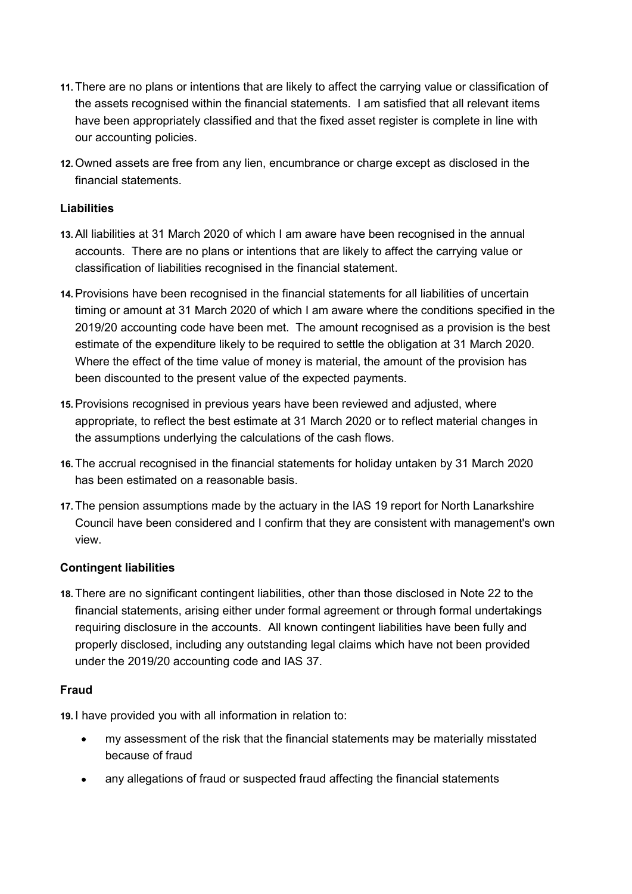11. There are no plans or intentions that are likely to affect the carrying value or classification of the assets recognised within the financial statements. I am satisfied that all relevant items have been appropriately classified and that the fixed asset register is complete in line with our accounting policies.

12. Owned assets are free from any lien, encumbrance or charge except as disclosed in the financial statements.

### Liabilities

13. All liabilities at 31 March 2020 of which I am aware have been recognised in the annual accounts. There are no plans or intentions that are likely to affect the carrying value or classification of liabilities recognised in the financial statement.

14. Provisions have been recognised in the financial statements for all liabilities of uncertain timing or amount at 31 March 2020 of which I am aware where the conditions specified in the 2019/20 accounting code have been met. The amount recognised as a provision is the best estimate of the expenditure likely to be required to settle the obligation at 31 March 2020. Where the effect of the time value of money is material, the amount of the provision has been discounted to the present value of the expected payments.

15. Provisions recognised in previous years have been reviewed and adjusted, where appropriate, to reflect the best estimate at 31 March 2020 or to reflect material changes in the assumptions underlying the calculations of the cash flows.

16. The accrual recognised in the financial statements for holiday untaken by 31 March 2020 has been estimated on a reasonable basis.

17. The pension assumptions made by the actuary in the IAS 19 report for North Lanarkshire Council have been considered and I confirm that they are consistent with management's own view.

### Contingent liabilities

18. There are no significant contingent liabilities, other than those disclosed in Note 22 to the financial statements, arising either under formal agreement or through formal undertakings requiring disclosure in the accounts. All known contingent liabilities have been fully and properly disclosed, including any outstanding legal claims which have not been provided under the 2019/20 accounting code and IAS 37.

### Fraud

19. I have provided you with all information in relation to:

    - my assessment of the risk that the financial statements may be materially misstated because of fraud
    - any allegations of fraud or suspected fraud affecting the financial statements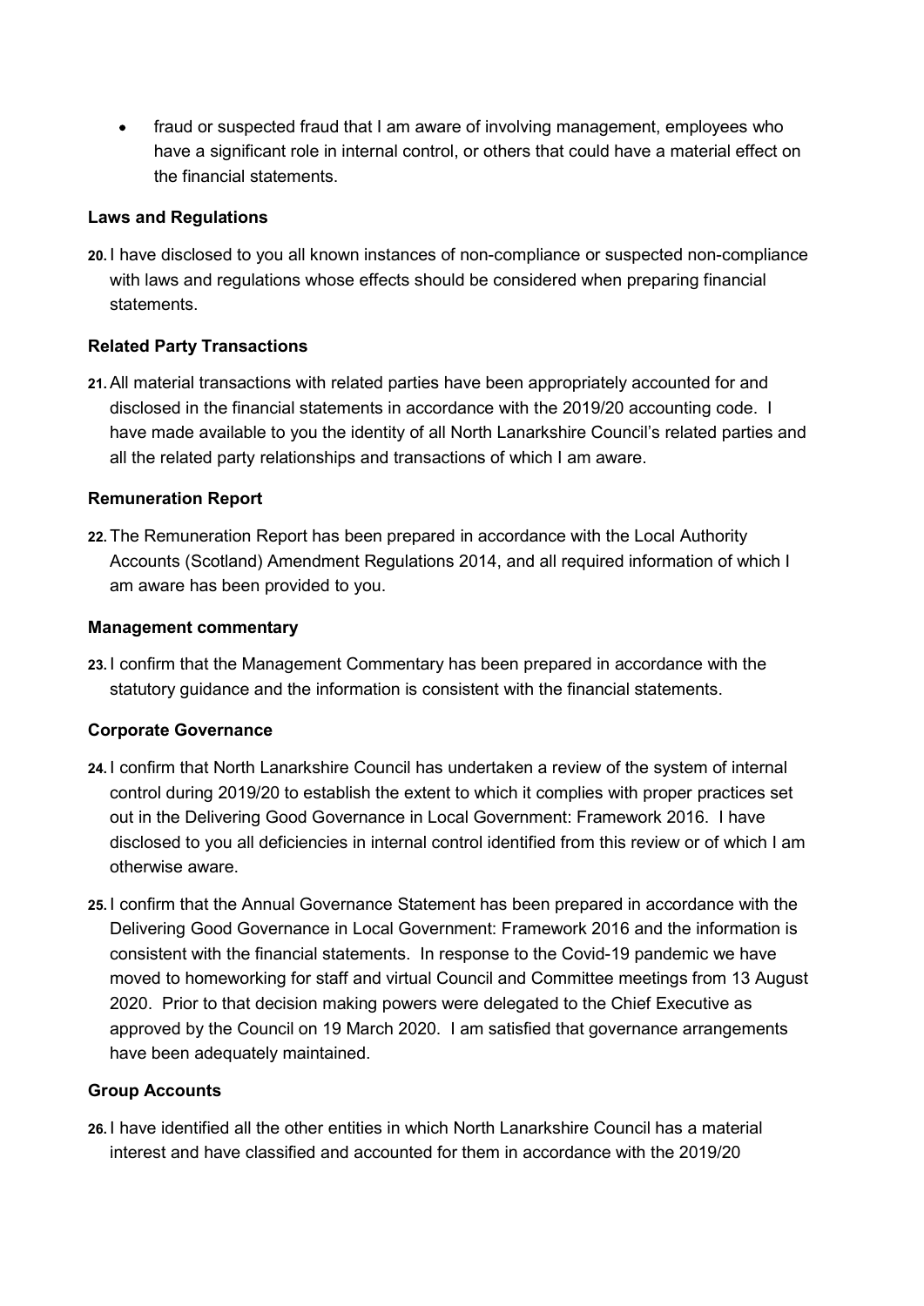- fraud or suspected fraud that I am aware of involving management, employees who have a significant role in internal control, or others that could have a material effect on the financial statements.

**Laws and Regulations**

**20.** I have disclosed to you all known instances of non-compliance or suspected non-compliance with laws and regulations whose effects should be considered when preparing financial statements.

**Related Party Transactions**

**21.** All material transactions with related parties have been appropriately accounted for and disclosed in the financial statements in accordance with the 2019/20 accounting code. I have made available to you the identity of all North Lanarkshire Council's related parties and all the related party relationships and transactions of which I am aware.

**Remuneration Report**

**22.** The Remuneration Report has been prepared in accordance with the Local Authority Accounts (Scotland) Amendment Regulations 2014, and all required information of which I am aware has been provided to you.

**Management commentary**

**23.** I confirm that the Management Commentary has been prepared in accordance with the statutory guidance and the information is consistent with the financial statements.

**Corporate Governance**

**24.** I confirm that North Lanarkshire Council has undertaken a review of the system of internal control during 2019/20 to establish the extent to which it complies with proper practices set out in the Delivering Good Governance in Local Government: Framework 2016. I have disclosed to you all deficiencies in internal control identified from this review or of which I am otherwise aware.

**25.** I confirm that the Annual Governance Statement has been prepared in accordance with the Delivering Good Governance in Local Government: Framework 2016 and the information is consistent with the financial statements. In response to the Covid-19 pandemic we have moved to homeworking for staff and virtual Council and Committee meetings from 13 August 2020. Prior to that decision making powers were delegated to the Chief Executive as approved by the Council on 19 March 2020. I am satisfied that governance arrangements have been adequately maintained.

**Group Accounts**

**26.** I have identified all the other entities in which North Lanarkshire Council has a material interest and have classified and accounted for them in accordance with the 2019/20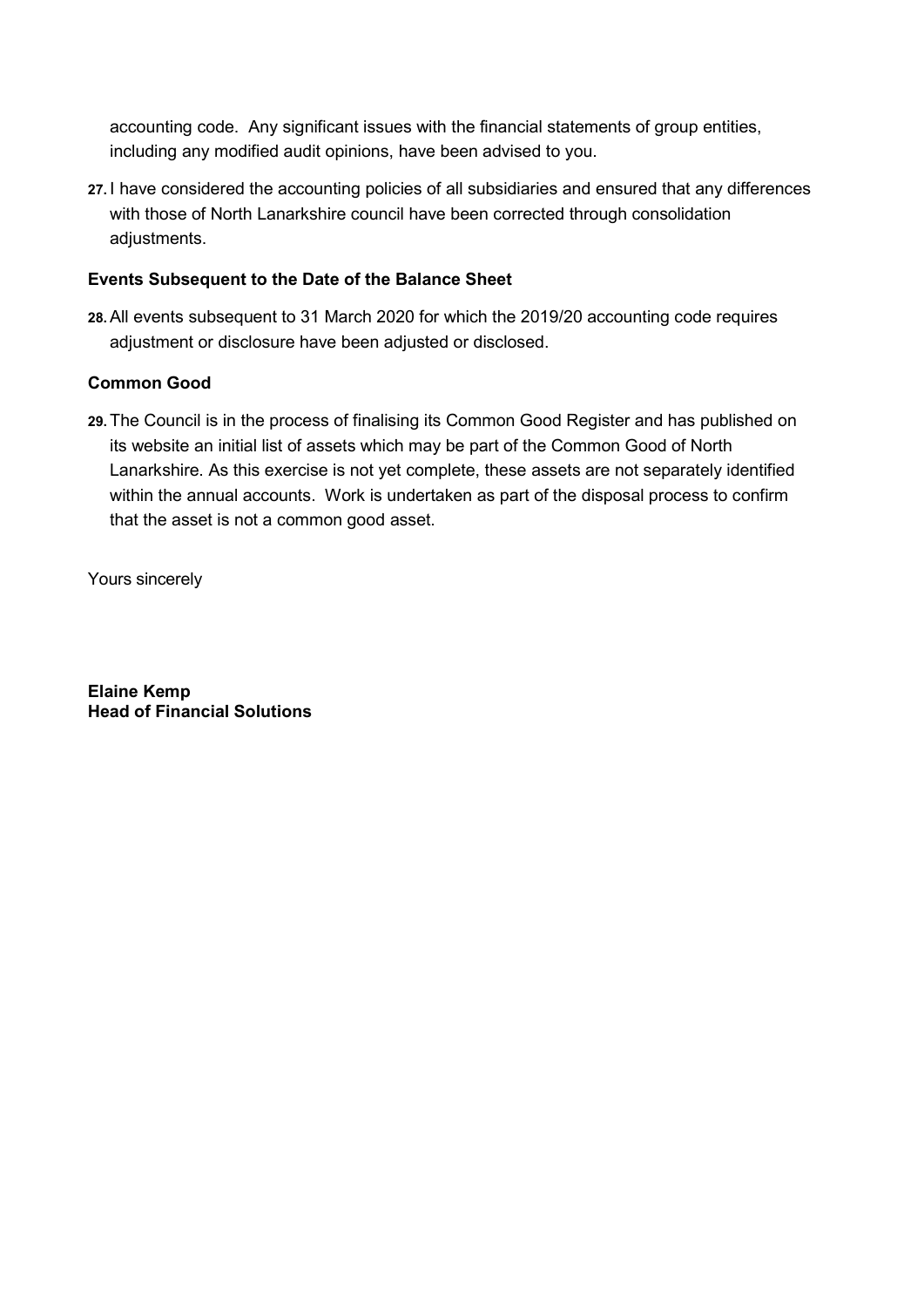accounting code. Any significant issues with the financial statements of group entities, including any modified audit opinions, have been advised to you.

27. I have considered the accounting policies of all subsidiaries and ensured that any differences with those of North Lanarkshire council have been corrected through consolidation adjustments.

**Events Subsequent to the Date of the Balance Sheet**

28. All events subsequent to 31 March 2020 for which the 2019/20 accounting code requires adjustment or disclosure have been adjusted or disclosed.

**Common Good**

29. The Council is in the process of finalising its Common Good Register and has published on its website an initial list of assets which may be part of the Common Good of North Lanarkshire. As this exercise is not yet complete, these assets are not separately identified within the annual accounts. Work is undertaken as part of the disposal process to confirm that the asset is not a common good asset.

Yours sincerely

**Elaine Kemp**
**Head of Financial Solutions**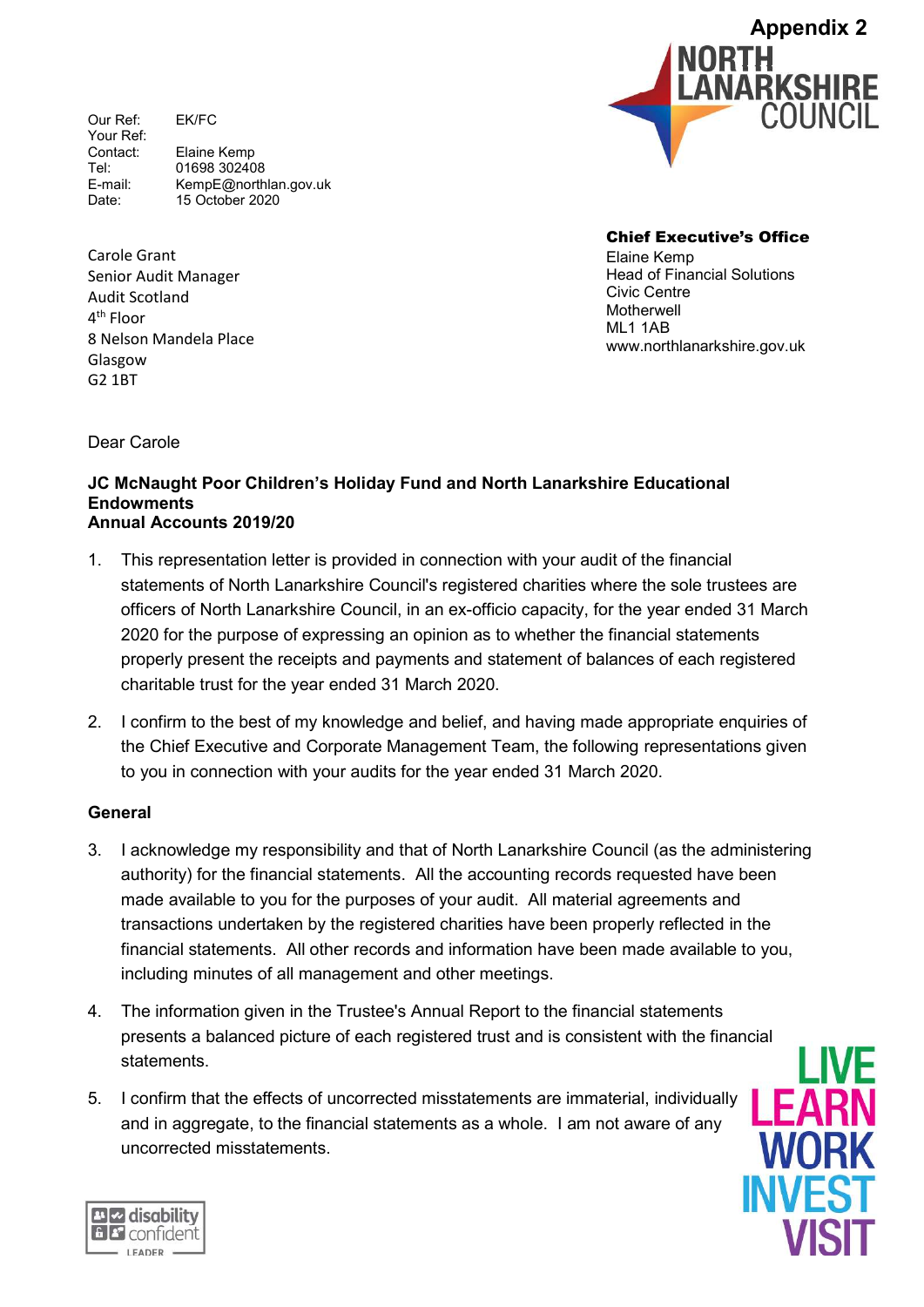Appendix 2

NORTH LANARKSHIRE COUNCIL

| | |
|---|---|
| Our Ref: | EK/FC |
| Your Ref: | |
| Contact: | Elaine Kemp |
| Tel: | 01698 302408 |
| E-mail: | KempE@northlan.gov.uk |
| Date: | 15 October 2020 |

**Chief Executive's Office**
Elaine Kemp
Head of Financial Solutions
Civic Centre
Motherwell
ML1 1AB
www.northlanarkshire.gov.uk

Carole Grant
Senior Audit Manager
Audit Scotland
4th Floor
8 Nelson Mandela Place
Glasgow
G2 1BT

Dear Carole

**JC McNaught Poor Children's Holiday Fund and North Lanarkshire Educational Endowments**
**Annual Accounts 2019/20**

1. This representation letter is provided in connection with your audit of the financial statements of North Lanarkshire Council's registered charities where the sole trustees are officers of North Lanarkshire Council, in an ex-officio capacity, for the year ended 31 March 2020 for the purpose of expressing an opinion as to whether the financial statements properly present the receipts and payments and statement of balances of each registered charitable trust for the year ended 31 March 2020.

2. I confirm to the best of my knowledge and belief, and having made appropriate enquiries of the Chief Executive and Corporate Management Team, the following representations given to you in connection with your audits for the year ended 31 March 2020.

**General**

3. I acknowledge my responsibility and that of North Lanarkshire Council (as the administering authority) for the financial statements. All the accounting records requested have been made available to you for the purposes of your audit. All material agreements and transactions undertaken by the registered charities have been properly reflected in the financial statements. All other records and information have been made available to you, including minutes of all management and other meetings.

4. The information given in the Trustee's Annual Report to the financial statements presents a balanced picture of each registered trust and is consistent with the financial statements.

5. I confirm that the effects of uncorrected misstatements are immaterial, individually and in aggregate, to the financial statements as a whole. I am not aware of any uncorrected misstatements.

LIVE LEARN WORK INVEST VISIT

disability confident LEADER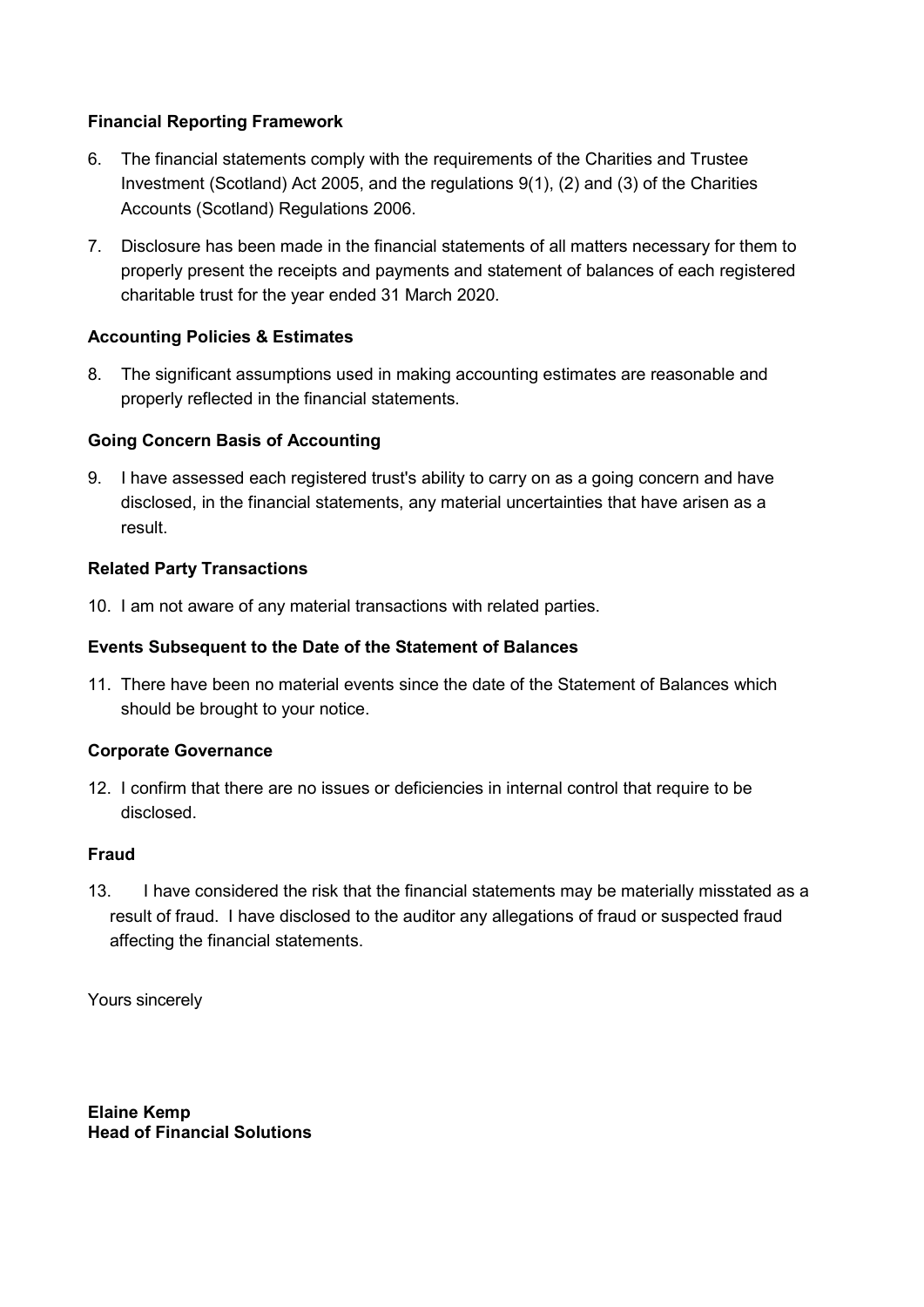**Financial Reporting Framework**

6. The financial statements comply with the requirements of the Charities and Trustee Investment (Scotland) Act 2005, and the regulations 9(1), (2) and (3) of the Charities Accounts (Scotland) Regulations 2006.
7. Disclosure has been made in the financial statements of all matters necessary for them to properly present the receipts and payments and statement of balances of each registered charitable trust for the year ended 31 March 2020.

**Accounting Policies & Estimates**

8. The significant assumptions used in making accounting estimates are reasonable and properly reflected in the financial statements.

**Going Concern Basis of Accounting**

9. I have assessed each registered trust's ability to carry on as a going concern and have disclosed, in the financial statements, any material uncertainties that have arisen as a result.

**Related Party Transactions**

10. I am not aware of any material transactions with related parties.

**Events Subsequent to the Date of the Statement of Balances**

11. There have been no material events since the date of the Statement of Balances which should be brought to your notice.

**Corporate Governance**

12. I confirm that there are no issues or deficiencies in internal control that require to be disclosed.

**Fraud**

13. I have considered the risk that the financial statements may be materially misstated as a result of fraud. I have disclosed to the auditor any allegations of fraud or suspected fraud affecting the financial statements.

Yours sincerely

**Elaine Kemp**
**Head of Financial Solutions**